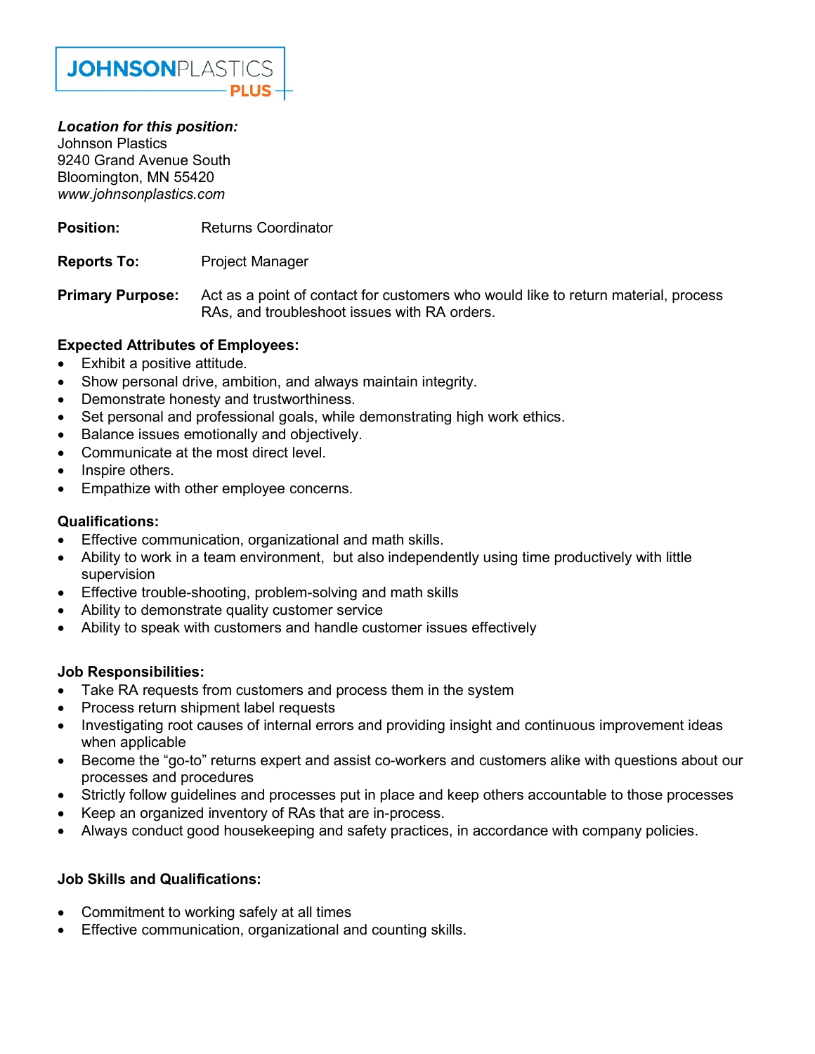JOHNSONPLASTICS PLUS

***Location for this position:***
Johnson Plastics
9240 Grand Avenue South
Bloomington, MN 55420
*www.johnsonplastics.com*

**Position:** Returns Coordinator

**Reports To:** Project Manager

**Primary Purpose:** Act as a point of contact for customers who would like to return material, process RAs, and troubleshoot issues with RA orders.

**Expected Attributes of Employees:**

- Exhibit a positive attitude.
- Show personal drive, ambition, and always maintain integrity.
- Demonstrate honesty and trustworthiness.
- Set personal and professional goals, while demonstrating high work ethics.
- Balance issues emotionally and objectively.
- Communicate at the most direct level.
- Inspire others.
- Empathize with other employee concerns.

**Qualifications:**

- Effective communication, organizational and math skills.
- Ability to work in a team environment, but also independently using time productively with little supervision
- Effective trouble-shooting, problem-solving and math skills
- Ability to demonstrate quality customer service
- Ability to speak with customers and handle customer issues effectively

**Job Responsibilities:**

- Take RA requests from customers and process them in the system
- Process return shipment label requests
- Investigating root causes of internal errors and providing insight and continuous improvement ideas when applicable
- Become the "go-to" returns expert and assist co-workers and customers alike with questions about our processes and procedures
- Strictly follow guidelines and processes put in place and keep others accountable to those processes
- Keep an organized inventory of RAs that are in-process.
- Always conduct good housekeeping and safety practices, in accordance with company policies.

**Job Skills and Qualifications:**

- Commitment to working safely at all times
- Effective communication, organizational and counting skills.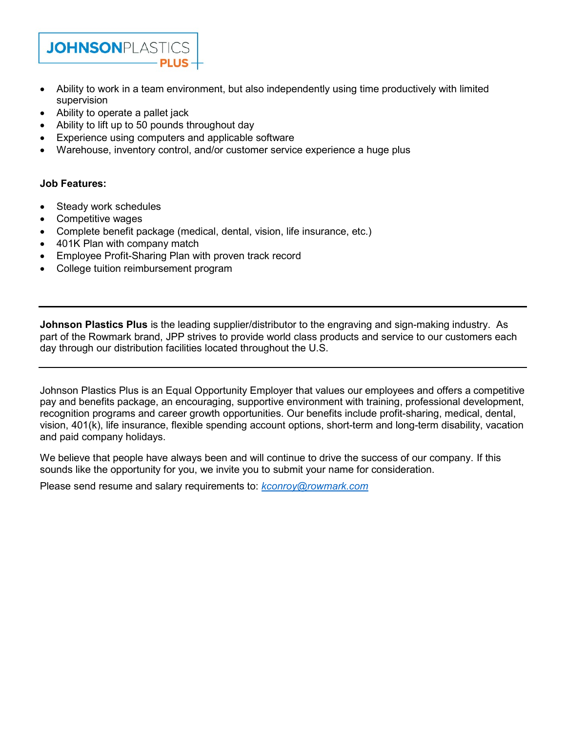- Ability to work in a team environment, but also independently using time productively with limited supervision
- Ability to operate a pallet jack
- Ability to lift up to 50 pounds throughout day
- Experience using computers and applicable software
- Warehouse, inventory control, and/or customer service experience a huge plus

**Job Features:**

- Steady work schedules
- Competitive wages
- Complete benefit package (medical, dental, vision, life insurance, etc.)
- 401K Plan with company match
- Employee Profit-Sharing Plan with proven track record
- College tuition reimbursement program

---

**Johnson Plastics Plus** is the leading supplier/distributor to the engraving and sign-making industry. As part of the Rowmark brand, JPP strives to provide world class products and service to our customers each day through our distribution facilities located throughout the U.S.

---

Johnson Plastics Plus is an Equal Opportunity Employer that values our employees and offers a competitive pay and benefits package, an encouraging, supportive environment with training, professional development, recognition programs and career growth opportunities. Our benefits include profit-sharing, medical, dental, vision, 401(k), life insurance, flexible spending account options, short-term and long-term disability, vacation and paid company holidays.

We believe that people have always been and will continue to drive the success of our company. If this sounds like the opportunity for you, we invite you to submit your name for consideration.

Please send resume and salary requirements to: *kconroy@rowmark.com*